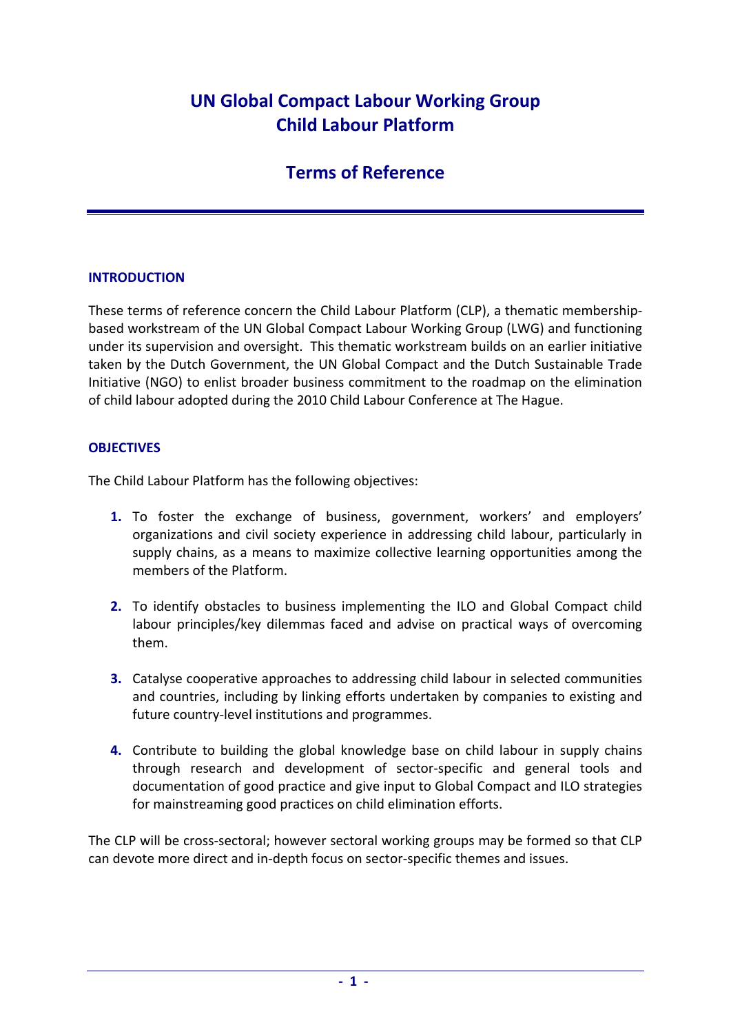# UN Global Compact Labour Working Group
# Child Labour Platform

## Terms of Reference

### INTRODUCTION

These terms of reference concern the Child Labour Platform (CLP), a thematic membership-based workstream of the UN Global Compact Labour Working Group (LWG) and functioning under its supervision and oversight. This thematic workstream builds on an earlier initiative taken by the Dutch Government, the UN Global Compact and the Dutch Sustainable Trade Initiative (NGO) to enlist broader business commitment to the roadmap on the elimination of child labour adopted during the 2010 Child Labour Conference at The Hague.

### OBJECTIVES

The Child Labour Platform has the following objectives:

1. To foster the exchange of business, government, workers' and employers' organizations and civil society experience in addressing child labour, particularly in supply chains, as a means to maximize collective learning opportunities among the members of the Platform.

2. To identify obstacles to business implementing the ILO and Global Compact child labour principles/key dilemmas faced and advise on practical ways of overcoming them.

3. Catalyse cooperative approaches to addressing child labour in selected communities and countries, including by linking efforts undertaken by companies to existing and future country-level institutions and programmes.

4. Contribute to building the global knowledge base on child labour in supply chains through research and development of sector-specific and general tools and documentation of good practice and give input to Global Compact and ILO strategies for mainstreaming good practices on child elimination efforts.

The CLP will be cross-sectoral; however sectoral working groups may be formed so that CLP can devote more direct and in-depth focus on sector-specific themes and issues.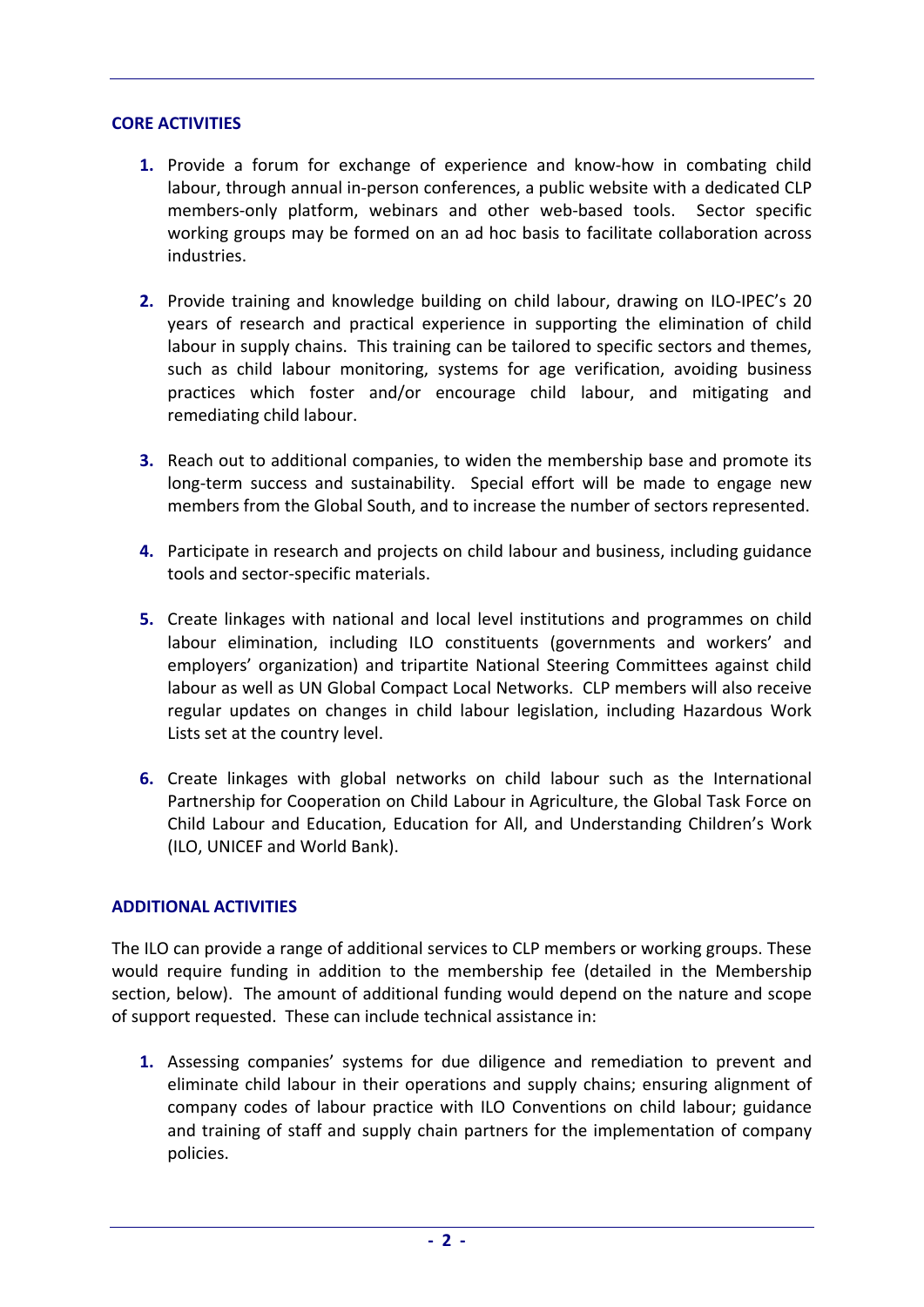## CORE ACTIVITIES

1. Provide a forum for exchange of experience and know-how in combating child labour, through annual in-person conferences, a public website with a dedicated CLP members-only platform, webinars and other web-based tools. Sector specific working groups may be formed on an ad hoc basis to facilitate collaboration across industries.

2. Provide training and knowledge building on child labour, drawing on ILO-IPEC's 20 years of research and practical experience in supporting the elimination of child labour in supply chains. This training can be tailored to specific sectors and themes, such as child labour monitoring, systems for age verification, avoiding business practices which foster and/or encourage child labour, and mitigating and remediating child labour.

3. Reach out to additional companies, to widen the membership base and promote its long-term success and sustainability. Special effort will be made to engage new members from the Global South, and to increase the number of sectors represented.

4. Participate in research and projects on child labour and business, including guidance tools and sector-specific materials.

5. Create linkages with national and local level institutions and programmes on child labour elimination, including ILO constituents (governments and workers' and employers' organization) and tripartite National Steering Committees against child labour as well as UN Global Compact Local Networks. CLP members will also receive regular updates on changes in child labour legislation, including Hazardous Work Lists set at the country level.

6. Create linkages with global networks on child labour such as the International Partnership for Cooperation on Child Labour in Agriculture, the Global Task Force on Child Labour and Education, Education for All, and Understanding Children's Work (ILO, UNICEF and World Bank).

## ADDITIONAL ACTIVITIES

The ILO can provide a range of additional services to CLP members or working groups. These would require funding in addition to the membership fee (detailed in the Membership section, below). The amount of additional funding would depend on the nature and scope of support requested. These can include technical assistance in:

1. Assessing companies' systems for due diligence and remediation to prevent and eliminate child labour in their operations and supply chains; ensuring alignment of company codes of labour practice with ILO Conventions on child labour; guidance and training of staff and supply chain partners for the implementation of company policies.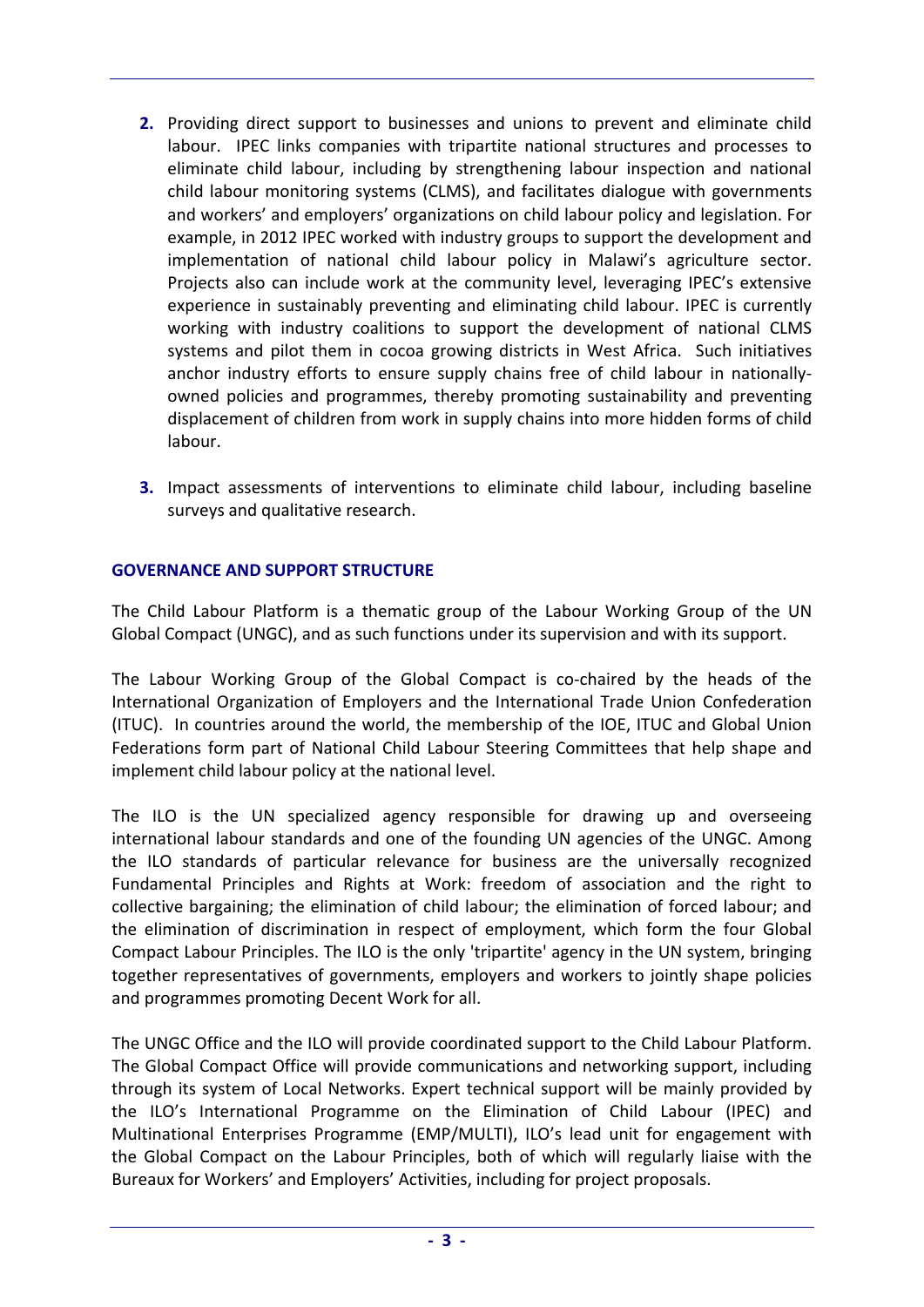2. Providing direct support to businesses and unions to prevent and eliminate child labour. IPEC links companies with tripartite national structures and processes to eliminate child labour, including by strengthening labour inspection and national child labour monitoring systems (CLMS), and facilitates dialogue with governments and workers' and employers' organizations on child labour policy and legislation. For example, in 2012 IPEC worked with industry groups to support the development and implementation of national child labour policy in Malawi's agriculture sector. Projects also can include work at the community level, leveraging IPEC's extensive experience in sustainably preventing and eliminating child labour. IPEC is currently working with industry coalitions to support the development of national CLMS systems and pilot them in cocoa growing districts in West Africa. Such initiatives anchor industry efforts to ensure supply chains free of child labour in nationally-owned policies and programmes, thereby promoting sustainability and preventing displacement of children from work in supply chains into more hidden forms of child labour.

3. Impact assessments of interventions to eliminate child labour, including baseline surveys and qualitative research.

## GOVERNANCE AND SUPPORT STRUCTURE

The Child Labour Platform is a thematic group of the Labour Working Group of the UN Global Compact (UNGC), and as such functions under its supervision and with its support.

The Labour Working Group of the Global Compact is co-chaired by the heads of the International Organization of Employers and the International Trade Union Confederation (ITUC). In countries around the world, the membership of the IOE, ITUC and Global Union Federations form part of National Child Labour Steering Committees that help shape and implement child labour policy at the national level.

The ILO is the UN specialized agency responsible for drawing up and overseeing international labour standards and one of the founding UN agencies of the UNGC. Among the ILO standards of particular relevance for business are the universally recognized Fundamental Principles and Rights at Work: freedom of association and the right to collective bargaining; the elimination of child labour; the elimination of forced labour; and the elimination of discrimination in respect of employment, which form the four Global Compact Labour Principles. The ILO is the only 'tripartite' agency in the UN system, bringing together representatives of governments, employers and workers to jointly shape policies and programmes promoting Decent Work for all.

The UNGC Office and the ILO will provide coordinated support to the Child Labour Platform. The Global Compact Office will provide communications and networking support, including through its system of Local Networks. Expert technical support will be mainly provided by the ILO's International Programme on the Elimination of Child Labour (IPEC) and Multinational Enterprises Programme (EMP/MULTI), ILO's lead unit for engagement with the Global Compact on the Labour Principles, both of which will regularly liaise with the Bureaux for Workers' and Employers' Activities, including for project proposals.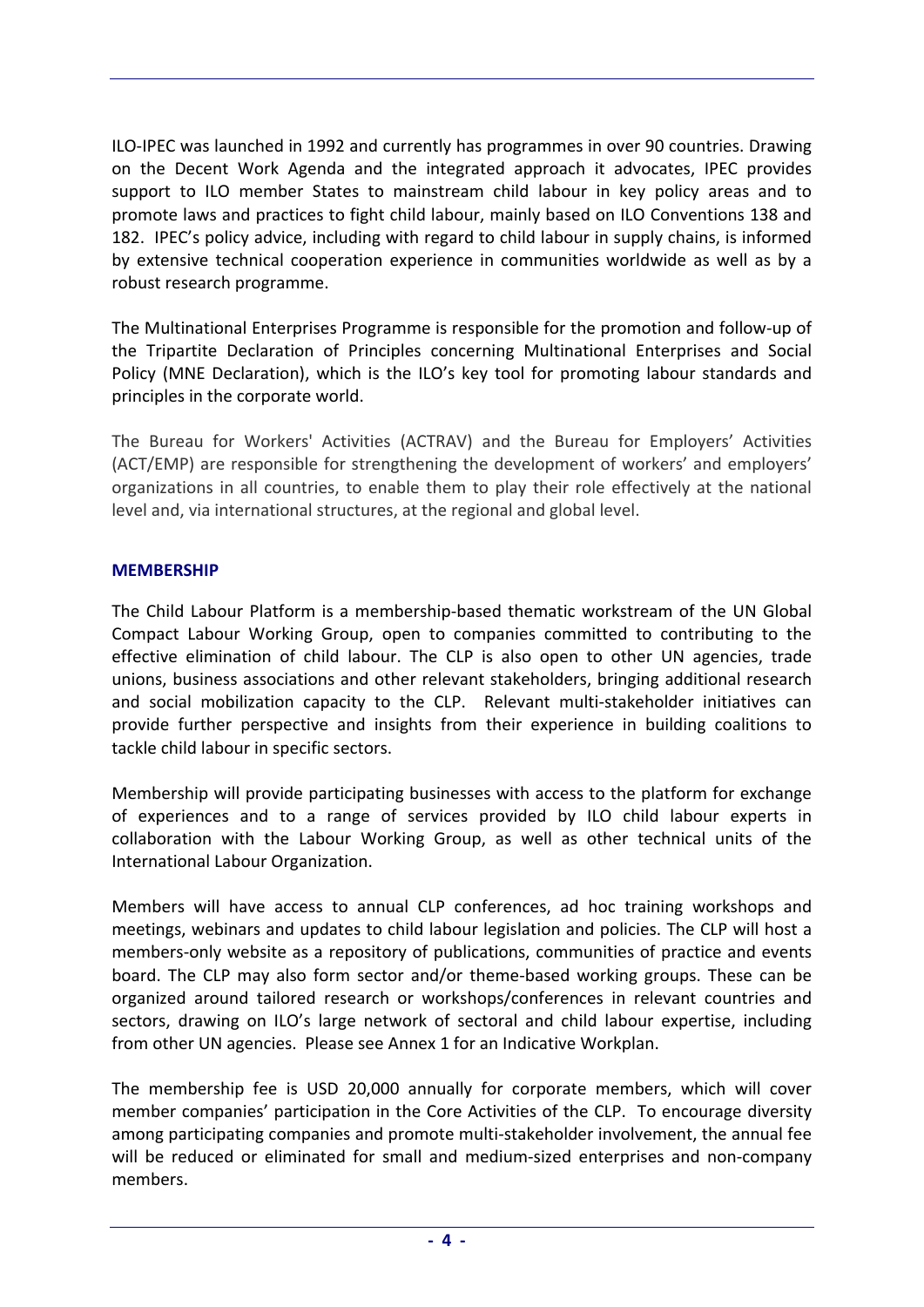ILO-IPEC was launched in 1992 and currently has programmes in over 90 countries. Drawing on the Decent Work Agenda and the integrated approach it advocates, IPEC provides support to ILO member States to mainstream child labour in key policy areas and to promote laws and practices to fight child labour, mainly based on ILO Conventions 138 and 182. IPEC's policy advice, including with regard to child labour in supply chains, is informed by extensive technical cooperation experience in communities worldwide as well as by a robust research programme.

The Multinational Enterprises Programme is responsible for the promotion and follow-up of the Tripartite Declaration of Principles concerning Multinational Enterprises and Social Policy (MNE Declaration), which is the ILO's key tool for promoting labour standards and principles in the corporate world.

The Bureau for Workers' Activities (ACTRAV) and the Bureau for Employers' Activities (ACT/EMP) are responsible for strengthening the development of workers' and employers' organizations in all countries, to enable them to play their role effectively at the national level and, via international structures, at the regional and global level.

## MEMBERSHIP

The Child Labour Platform is a membership-based thematic workstream of the UN Global Compact Labour Working Group, open to companies committed to contributing to the effective elimination of child labour. The CLP is also open to other UN agencies, trade unions, business associations and other relevant stakeholders, bringing additional research and social mobilization capacity to the CLP. Relevant multi-stakeholder initiatives can provide further perspective and insights from their experience in building coalitions to tackle child labour in specific sectors.

Membership will provide participating businesses with access to the platform for exchange of experiences and to a range of services provided by ILO child labour experts in collaboration with the Labour Working Group, as well as other technical units of the International Labour Organization.

Members will have access to annual CLP conferences, ad hoc training workshops and meetings, webinars and updates to child labour legislation and policies. The CLP will host a members-only website as a repository of publications, communities of practice and events board. The CLP may also form sector and/or theme-based working groups. These can be organized around tailored research or workshops/conferences in relevant countries and sectors, drawing on ILO's large network of sectoral and child labour expertise, including from other UN agencies. Please see Annex 1 for an Indicative Workplan.

The membership fee is USD 20,000 annually for corporate members, which will cover member companies' participation in the Core Activities of the CLP. To encourage diversity among participating companies and promote multi-stakeholder involvement, the annual fee will be reduced or eliminated for small and medium-sized enterprises and non-company members.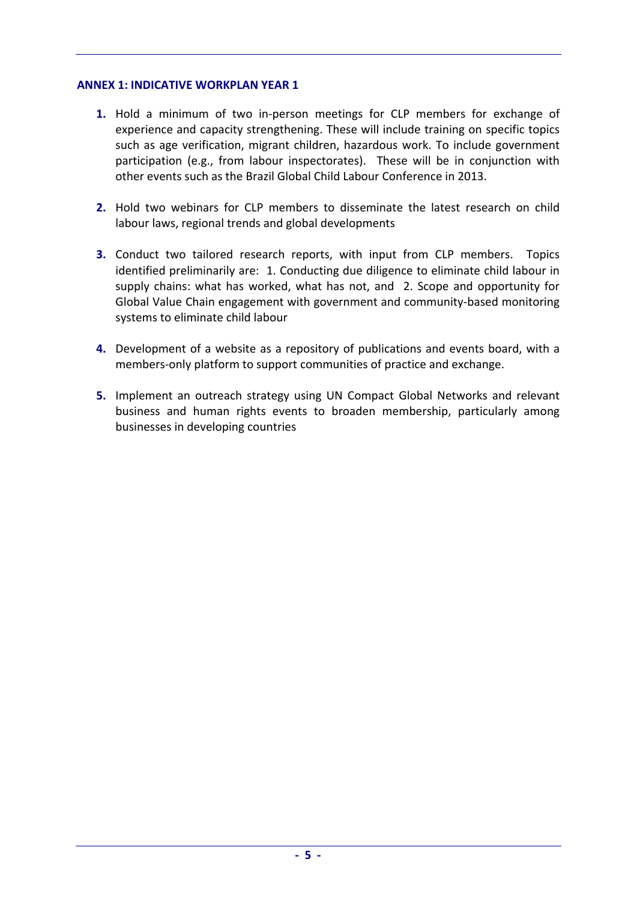## ANNEX 1: INDICATIVE WORKPLAN YEAR 1

1. Hold a minimum of two in-person meetings for CLP members for exchange of experience and capacity strengthening. These will include training on specific topics such as age verification, migrant children, hazardous work. To include government participation (e.g., from labour inspectorates). These will be in conjunction with other events such as the Brazil Global Child Labour Conference in 2013.

2. Hold two webinars for CLP members to disseminate the latest research on child labour laws, regional trends and global developments

3. Conduct two tailored research reports, with input from CLP members. Topics identified preliminarily are: 1. Conducting due diligence to eliminate child labour in supply chains: what has worked, what has not, and 2. Scope and opportunity for Global Value Chain engagement with government and community-based monitoring systems to eliminate child labour

4. Development of a website as a repository of publications and events board, with a members-only platform to support communities of practice and exchange.

5. Implement an outreach strategy using UN Compact Global Networks and relevant business and human rights events to broaden membership, particularly among businesses in developing countries